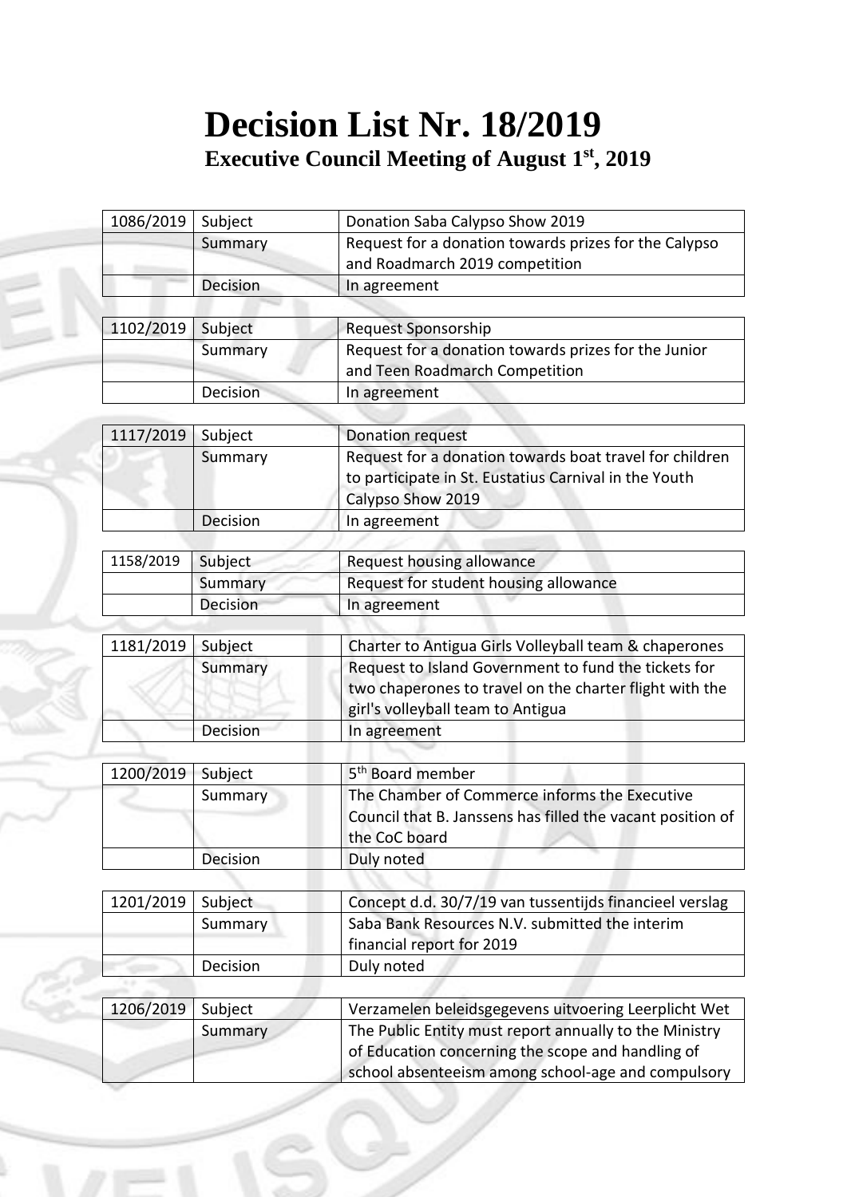# Decision List Nr. 18/2019

## Executive Council Meeting of August 1st, 2019

| 1086/2019 | Subject | Donation Saba Calypso Show 2019 |
|---|---|---|
| | Summary | Request for a donation towards prizes for the Calypso and Roadmarch 2019 competition |
| | Decision | In agreement |

| 1102/2019 | Subject | Request Sponsorship |
|---|---|---|
| | Summary | Request for a donation towards prizes for the Junior and Teen Roadmarch Competition |
| | Decision | In agreement |

| 1117/2019 | Subject | Donation request |
|---|---|---|
| | Summary | Request for a donation towards boat travel for children to participate in St. Eustatius Carnival in the Youth Calypso Show 2019 |
| | Decision | In agreement |

| 1158/2019 | Subject | Request housing allowance |
|---|---|---|
| | Summary | Request for student housing allowance |
| | Decision | In agreement |

| 1181/2019 | Subject | Charter to Antigua Girls Volleyball team & chaperones |
|---|---|---|
| | Summary | Request to Island Government to fund the tickets for two chaperones to travel on the charter flight with the girl's volleyball team to Antigua |
| | Decision | In agreement |

| 1200/2019 | Subject | 5th Board member |
|---|---|---|
| | Summary | The Chamber of Commerce informs the Executive Council that B. Janssens has filled the vacant position of the CoC board |
| | Decision | Duly noted |

| 1201/2019 | Subject | Concept d.d. 30/7/19 van tussentijds financieel verslag |
|---|---|---|
| | Summary | Saba Bank Resources N.V. submitted the interim financial report for 2019 |
| | Decision | Duly noted |

| 1206/2019 | Subject | Verzamelen beleidsgegevens uitvoering Leerplicht Wet |
|---|---|---|
| | Summary | The Public Entity must report annually to the Ministry of Education concerning the scope and handling of school absenteeism among school-age and compulsory |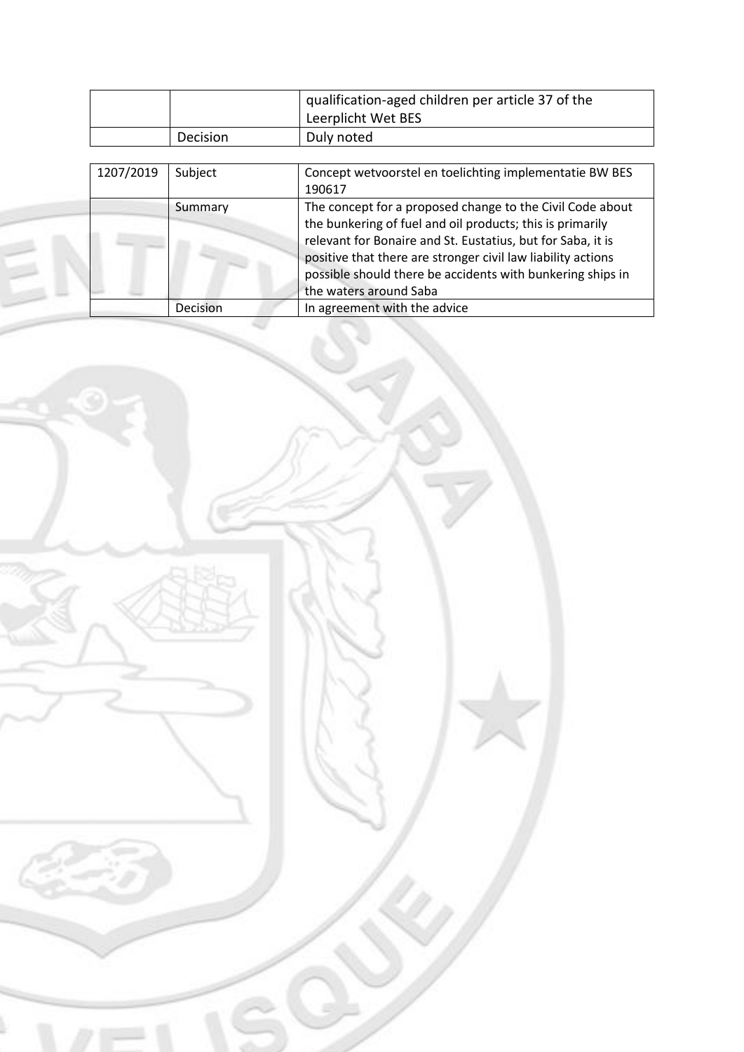| | | |
|---|---|---|
| | | qualification-aged children per article 37 of the Leerplicht Wet BES |
| | Decision | Duly noted |

| | | |
|---|---|---|
| 1207/2019 | Subject | Concept wetvoorstel en toelichting implementatie BW BES 190617 |
| | Summary | The concept for a proposed change to the Civil Code about the bunkering of fuel and oil products; this is primarily relevant for Bonaire and St. Eustatius, but for Saba, it is positive that there are stronger civil law liability actions possible should there be accidents with bunkering ships in the waters around Saba |
| | Decision | In agreement with the advice |